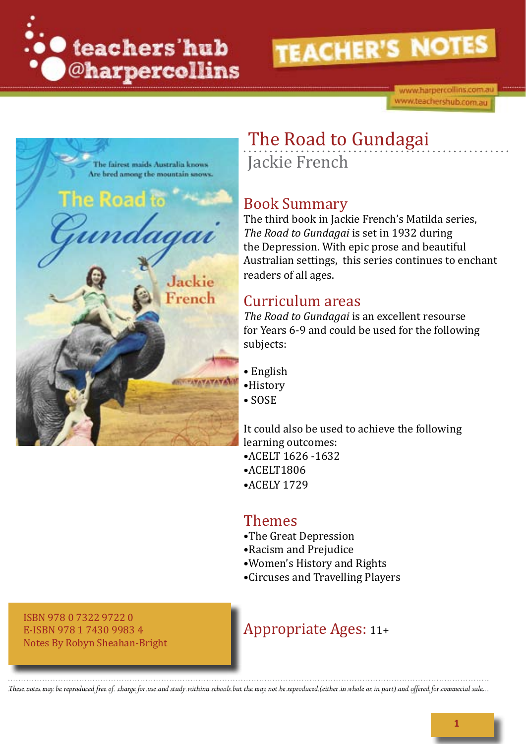teachers'hub @harpercollins

TEACHER'S NOTES

www.harpercollins.com.au
www.teachershub.com.au

# The Road to Gundagai

Jackie French

## Book Summary

The third book in Jackie French's Matilda series, *The Road to Gundagai* is set in 1932 during the Depression. With epic prose and beautiful Australian settings, this series continues to enchant readers of all ages.

## Curriculum areas

*The Road to Gundagai* is an excellent resourse for Years 6-9 and could be used for the following subjects:

- English
- History
- SOSE

It could also be used to achieve the following learning outcomes:

- ACELT 1626 -1632
- ACELT1806
- ACELY 1729

## Themes

- The Great Depression
- Racism and Prejudice
- Women's History and Rights
- Circuses and Travelling Players

ISBN 978 0 7322 9722 0
E-ISBN 978 1 7430 9983 4
Notes By Robyn Sheahan-Bright

## Appropriate Ages: 11+

*These notes may be reproduced free of charge for use and study within schools but the may not be reproduced (either in whole or in part) and offered for commecial sale...*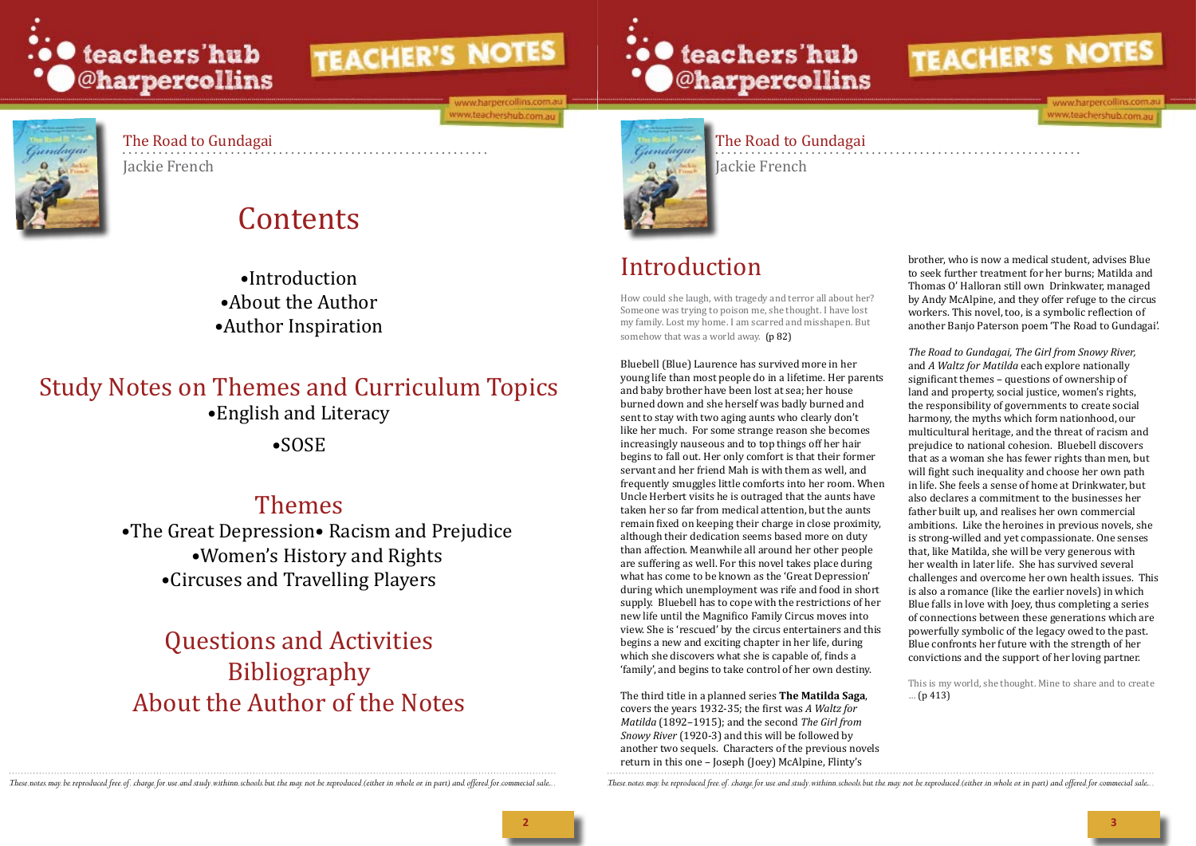# Contents

- Introduction
- About the Author
- Author Inspiration

## Study Notes on Themes and Curriculum Topics

- English and Literacy
- SOSE

## Themes

- The Great Depression
- Racism and Prejudice
- Women's History and Rights
- Circuses and Travelling Players

## Questions and Activities

## Bibliography

## About the Author of the Notes

# Introduction

How could she laugh, with tragedy and terror all about her? Someone was trying to poison me, she thought. I have lost my family. Lost my home. I am scarred and misshapen. But somehow that was a world away. (p 82)

Bluebell (Blue) Laurence has survived more in her young life than most people do in a lifetime. Her parents and baby brother have been lost at sea; her house burned down and she herself was badly burned and sent to stay with two aging aunts who clearly don't like her much. For some strange reason she becomes increasingly nauseous and to top things off her hair begins to fall out. Her only comfort is that their former servant and her friend Mah is with them as well, and frequently smuggles little comforts into her room. When Uncle Herbert visits he is outraged that the aunts have taken her so far from medical attention, but the aunts remain fixed on keeping their charge in close proximity, although their dedication seems based more on duty than affection. Meanwhile all around her other people are suffering as well. For this novel takes place during what has come to be known as the 'Great Depression' during which unemployment was rife and food in short supply. Bluebell has to cope with the restrictions of her new life until the Magnifico Family Circus moves into view. She is 'rescued' by the circus entertainers and this begins a new and exciting chapter in her life, during which she discovers what she is capable of, finds a 'family', and begins to take control of her own destiny.

The third title in a planned series **The Matilda Saga**, covers the years 1932-35; the first was *A Waltz for Matilda* (1892–1915); and the second *The Girl from Snowy River* (1920-3) and this will be followed by another two sequels. Characters of the previous novels return in this one – Joseph (Joey) McAlpine, Flinty's brother, who is now a medical student, advises Blue to seek further treatment for her burns; Matilda and Thomas O' Halloran still own Drinkwater, managed by Andy McAlpine, and they offer refuge to the circus workers. This novel, too, is a symbolic reflection of another Banjo Paterson poem 'The Road to Gundagai'.

*The Road to Gundagai, The Girl from Snowy River,* and *A Waltz for Matilda* each explore nationally significant themes – questions of ownership of land and property, social justice, women's rights, the responsibility of governments to create social harmony, the myths which form nationhood, our multicultural heritage, and the threat of racism and prejudice to national cohesion. Bluebell discovers that as a woman she has fewer rights than men, but will fight such inequality and choose her own path in life. She feels a sense of home at Drinkwater, but also declares a commitment to the businesses her father built up, and realises her own commercial ambitions. Like the heroines in previous novels, she is strong-willed and yet compassionate. One senses that, like Matilda, she will be very generous with her wealth in later life. She has survived several challenges and overcome her own health issues. This is also a romance (like the earlier novels) in which Blue falls in love with Joey, thus completing a series of connections between these generations which are powerfully symbolic of the legacy owed to the past. Blue confronts her future with the strength of her convictions and the support of her loving partner.

This is my world, she thought. Mine to share and to create … (p 413)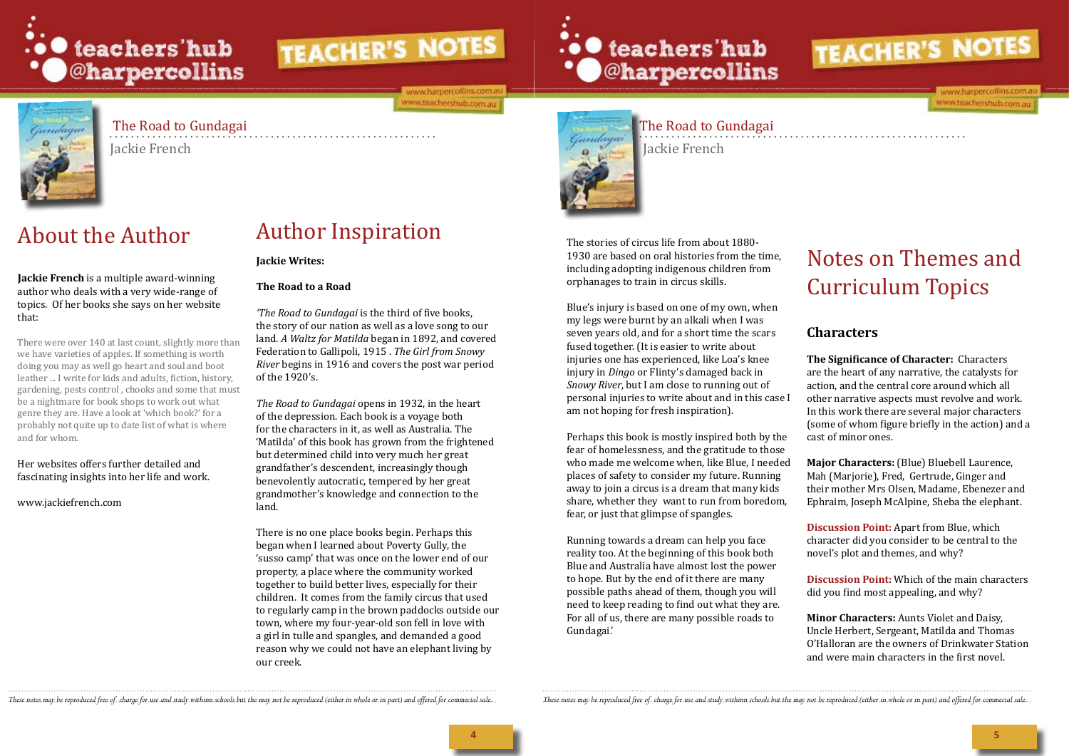# About the Author

**Jackie French** is a multiple award-winning author who deals with a very wide-range of topics. Of her books she says on her website that:

There were over 140 at last count, slightly more than we have varieties of apples. If something is worth doing you may as well go heart and soul and boot leather ... I write for kids and adults, fiction, history, gardening, pests control , chooks and some that must be a nightmare for book shops to work out what genre they are. Have a look at 'which book?' for a probably not quite up to date list of what is where and for whom.

Her websites offers further detailed and fascinating insights into her life and work.

www.jackiefrench.com

# Author Inspiration

**Jackie Writes:**

**The Road to a Road**

*'The Road to Gundagai* is the third of five books, the story of our nation as well as a love song to our land. *A Waltz for Matilda* began in 1892, and covered Federation to Gallipoli, 1915 . *The Girl from Snowy River* begins in 1916 and covers the post war period of the 1920's.

*The Road to Gundagai* opens in 1932, in the heart of the depression. Each book is a voyage both for the characters in it, as well as Australia. The 'Matilda' of this book has grown from the frightened but determined child into very much her great grandfather's descendent, increasingly though benevolently autocratic, tempered by her great grandmother's knowledge and connection to the land.

There is no one place books begin. Perhaps this began when I learned about Poverty Gully, the 'susso camp' that was once on the lower end of our property, a place where the community worked together to build better lives, especially for their children. It comes from the family circus that used to regularly camp in the brown paddocks outside our town, where my four-year-old son fell in love with a girl in tulle and spangles, and demanded a good reason why we could not have an elephant living by our creek.

The stories of circus life from about 1880-1930 are based on oral histories from the time, including adopting indigenous children from orphanages to train in circus skills.

Blue's injury is based on one of my own, when my legs were burnt by an alkali when I was seven years old, and for a short time the scars fused together. (It is easier to write about injuries one has experienced, like Loa's knee injury in *Dingo* or Flinty's damaged back in *Snowy River*, but I am close to running out of personal injuries to write about and in this case I am not hoping for fresh inspiration).

Perhaps this book is mostly inspired both by the fear of homelessness, and the gratitude to those who made me welcome when, like Blue, I needed places of safety to consider my future. Running away to join a circus is a dream that many kids share, whether they want to run from boredom, fear, or just that glimpse of spangles.

Running towards a dream can help you face reality too. At the beginning of this book both Blue and Australia have almost lost the power to hope. But by the end of it there are many possible paths ahead of them, though you will need to keep reading to find out what they are. For all of us, there are many possible roads to Gundagai.'

# Notes on Themes and Curriculum Topics

## Characters

**The Significance of Character:** Characters are the heart of any narrative, the catalysts for action, and the central core around which all other narrative aspects must revolve and work. In this work there are several major characters (some of whom figure briefly in the action) and a cast of minor ones.

**Major Characters:** (Blue) Bluebell Laurence, Mah (Marjorie), Fred, Gertrude, Ginger and their mother Mrs Olsen, Madame, Ebenezer and Ephraim, Joseph McAlpine, Sheba the elephant.

**Discussion Point:** Apart from Blue, which character did you consider to be central to the novel's plot and themes, and why?

**Discussion Point:** Which of the main characters did you find most appealing, and why?

**Minor Characters:** Aunts Violet and Daisy, Uncle Herbert, Sergeant, Matilda and Thomas O'Halloran are the owners of Drinkwater Station and were main characters in the first novel.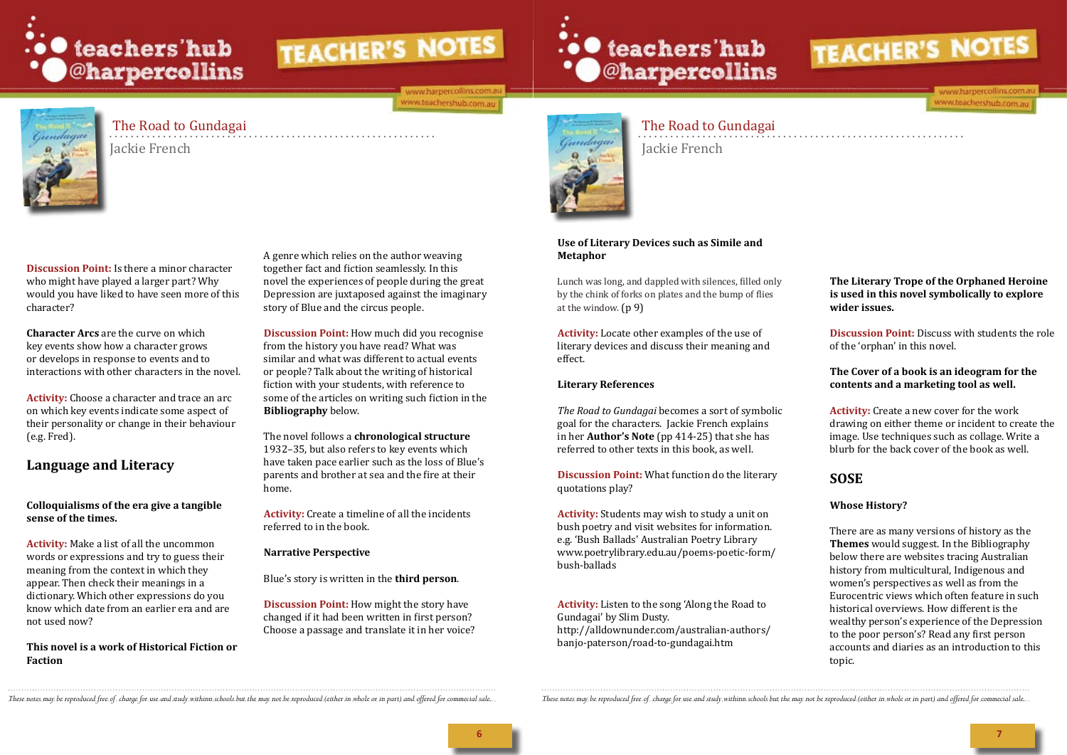**Discussion Point:** Is there a minor character who might have played a larger part? Why would you have liked to have seen more of this character?

**Character Arcs** are the curve on which key events show how a character grows or develops in response to events and to interactions with other characters in the novel.

**Activity:** Choose a character and trace an arc on which key events indicate some aspect of their personality or change in their behaviour (e.g. Fred).

## Language and Literacy

**Colloquialisms of the era give a tangible sense of the times.**

**Activity:** Make a list of all the uncommon words or expressions and try to guess their meaning from the context in which they appear. Then check their meanings in a dictionary. Which other expressions do you know which date from an earlier era and are not used now?

**This novel is a work of Historical Fiction or Faction**

A genre which relies on the author weaving together fact and fiction seamlessly. In this novel the experiences of people during the great Depression are juxtaposed against the imaginary story of Blue and the circus people.

**Discussion Point:** How much did you recognise from the history you have read? What was similar and what was different to actual events or people? Talk about the writing of historical fiction with your students, with reference to some of the articles on writing such fiction in the **Bibliography** below.

The novel follows a **chronological structure** 1932–35, but also refers to key events which have taken pace earlier such as the loss of Blue's parents and brother at sea and the fire at their home.

**Activity:** Create a timeline of all the incidents referred to in the book.

**Narrative Perspective**

Blue's story is written in the **third person**.

**Discussion Point:** How might the story have changed if it had been written in first person? Choose a passage and translate it in her voice?

**Use of Literary Devices such as Simile and Metaphor**

Lunch was long, and dappled with silences, filled only by the chink of forks on plates and the bump of flies at the window. (p 9)

**Activity:** Locate other examples of the use of literary devices and discuss their meaning and effect.

**Literary References**

*The Road to Gundagai* becomes a sort of symbolic goal for the characters. Jackie French explains in her **Author's Note** (pp 414-25) that she has referred to other texts in this book, as well.

**Discussion Point:** What function do the literary quotations play?

**Activity:** Students may wish to study a unit on bush poetry and visit websites for information. e.g. 'Bush Ballads' Australian Poetry Library www.poetrylibrary.edu.au/poems-poetic-form/bush-ballads

**Activity:** Listen to the song 'Along the Road to Gundagai' by Slim Dusty. http://alldownunder.com/australian-authors/banjo-paterson/road-to-gundagai.htm

**The Literary Trope of the Orphaned Heroine is used in this novel symbolically to explore wider issues.**

**Discussion Point:** Discuss with students the role of the 'orphan' in this novel.

**The Cover of a book is an ideogram for the contents and a marketing tool as well.**

**Activity:** Create a new cover for the work drawing on either theme or incident to create the image. Use techniques such as collage. Write a blurb for the back cover of the book as well.

## SOSE

**Whose History?**

There are as many versions of history as the **Themes** would suggest. In the Bibliography below there are websites tracing Australian history from multicultural, Indigenous and women's perspectives as well as from the Eurocentric views which often feature in such historical overviews. How different is the wealthy person's experience of the Depression to the poor person's? Read any first person accounts and diaries as an introduction to this topic.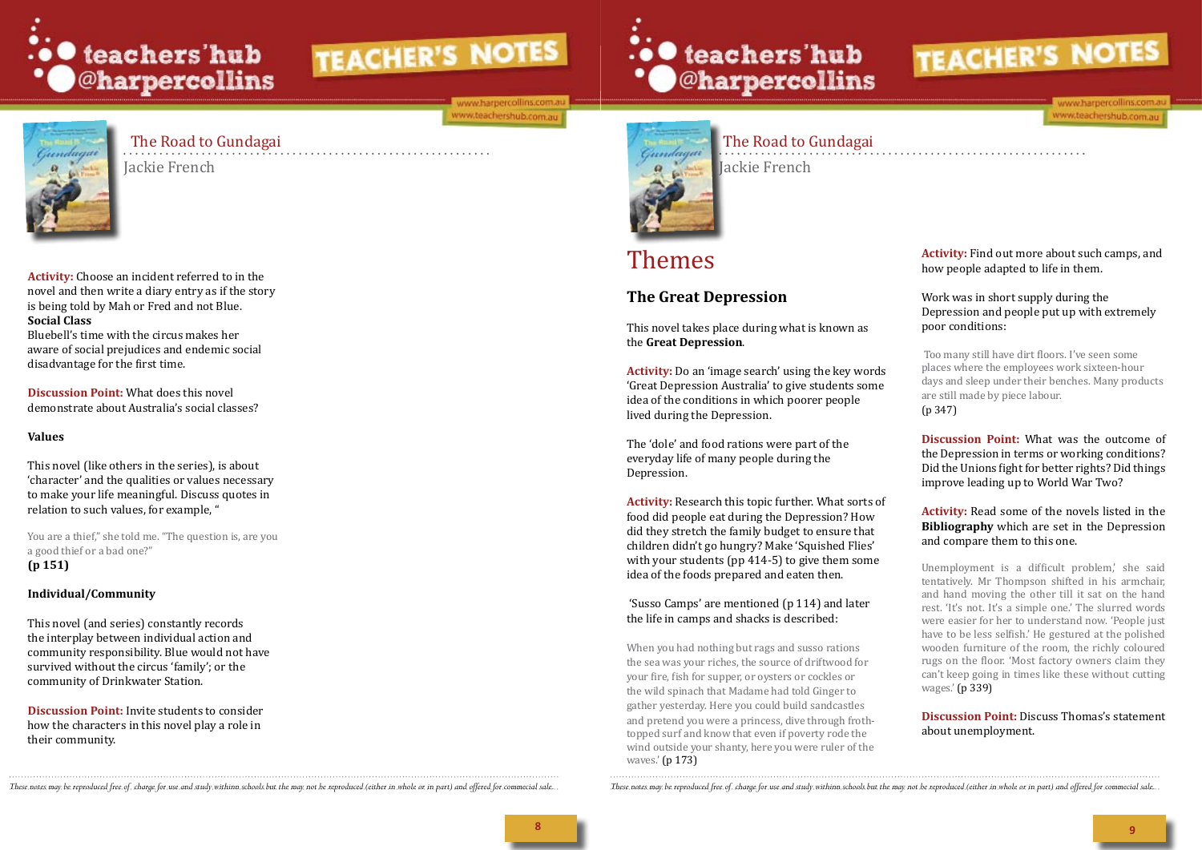**Activity:** Choose an incident referred to in the novel and then write a diary entry as if the story is being told by Mah or Fred and not Blue.

**Social Class**

Bluebell's time with the circus makes her aware of social prejudices and endemic social disadvantage for the first time.

**Discussion Point:** What does this novel demonstrate about Australia's social classes?

**Values**

This novel (like others in the series), is about 'character' and the qualities or values necessary to make your life meaningful. Discuss quotes in relation to such values, for example, "

You are a thief," she told me. "The question is, are you a good thief or a bad one?"
**(p 151)**

**Individual/Community**

This novel (and series) constantly records the interplay between individual action and community responsibility. Blue would not have survived without the circus 'family'; or the community of Drinkwater Station.

**Discussion Point:** Invite students to consider how the characters in this novel play a role in their community.

These notes may be reproduced free of charge for use and study within schools but they may not be reproduced (either in whole or in part) and offered for commercial sale.

# Themes

## The Great Depression

This novel takes place during what is known as the **Great Depression**.

**Activity:** Do an 'image search' using the key words 'Great Depression Australia' to give students some idea of the conditions in which poorer people lived during the Depression.

The 'dole' and food rations were part of the everyday life of many people during the Depression.

**Activity:** Research this topic further. What sorts of food did people eat during the Depression? How did they stretch the family budget to ensure that children didn't go hungry? Make 'Squished Flies' with your students (pp 414-5) to give them some idea of the foods prepared and eaten then.

'Susso Camps' are mentioned (p 114) and later the life in camps and shacks is described:

When you had nothing but rags and susso rations the sea was your riches, the source of driftwood for your fire, fish for supper, or oysters or cockles or the wild spinach that Madame had told Ginger to gather yesterday. Here you could build sandcastles and pretend you were a princess, dive through froth-topped surf and know that even if poverty rode the wind outside your shanty, here you were ruler of the waves.' (p 173)

**Activity:** Find out more about such camps, and how people adapted to life in them.

Work was in short supply during the Depression and people put up with extremely poor conditions:

Too many still have dirt floors. I've seen some places where the employees work sixteen-hour days and sleep under their benches. Many products are still made by piece labour.
(p 347)

**Discussion Point:** What was the outcome of the Depression in terms or working conditions? Did the Unions fight for better rights? Did things improve leading up to World War Two?

**Activity:** Read some of the novels listed in the **Bibliography** which are set in the Depression and compare them to this one.

Unemployment is a difficult problem,' she said tentatively. Mr Thompson shifted in his armchair, and hand moving the other till it sat on the hand rest. 'It's not. It's a simple one.' The slurred words were easier for her to understand now. 'People just have to be less selfish.' He gestured at the polished wooden furniture of the room, the richly coloured rugs on the floor. 'Most factory owners claim they can't keep going in times like these without cutting wages.' (p 339)

**Discussion Point:** Discuss Thomas's statement about unemployment.

These notes may be reproduced free of charge for use and study within schools but they may not be reproduced (either in whole or in part) and offered for commercial sale.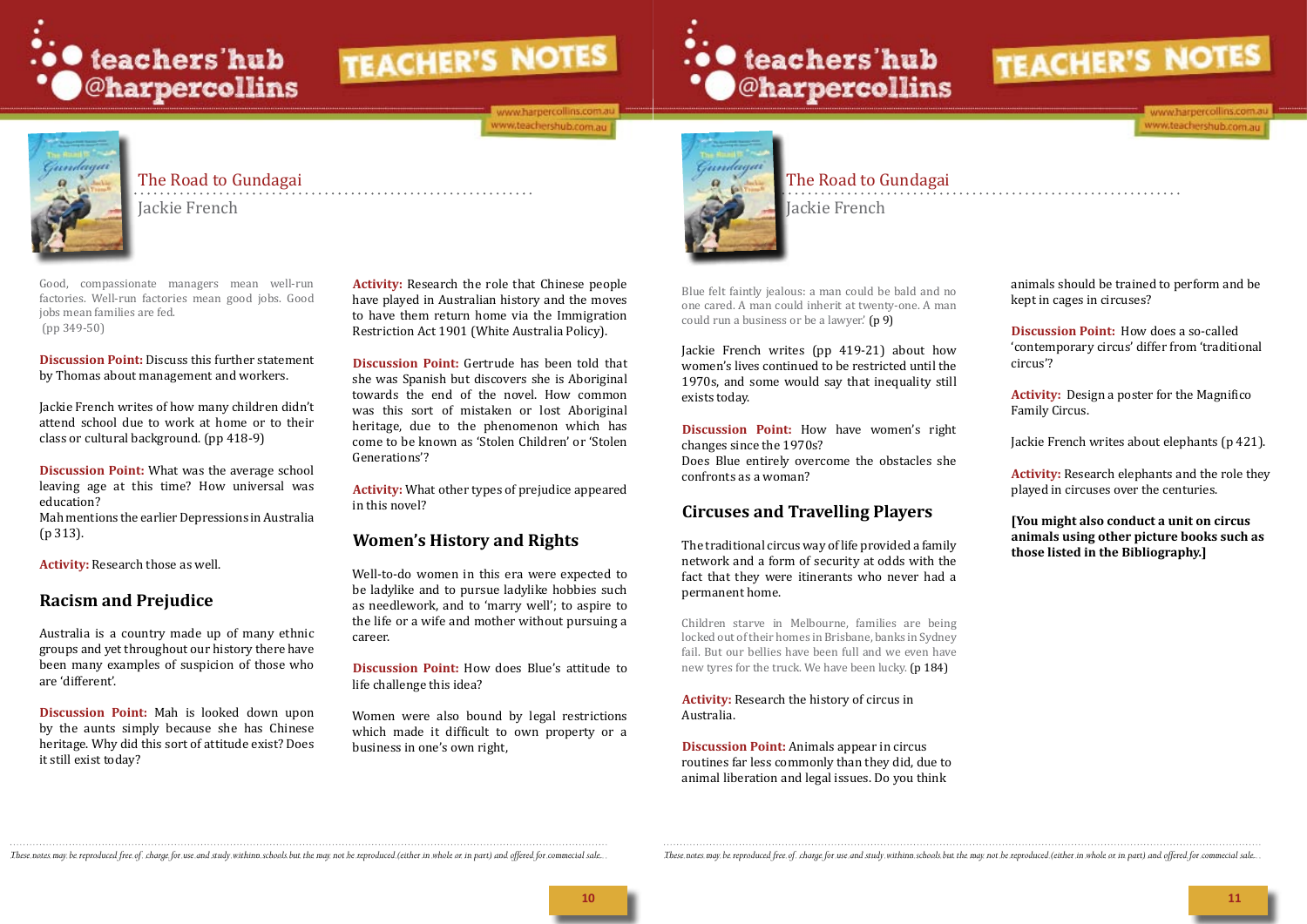Good, compassionate managers mean well-run factories. Well-run factories mean good jobs. Good jobs mean families are fed. (pp 349-50)

**Discussion Point:** Discuss this further statement by Thomas about management and workers.

Jackie French writes of how many children didn't attend school due to work at home or to their class or cultural background. (pp 418-9)

**Discussion Point:** What was the average school leaving age at this time? How universal was education?
Mah mentions the earlier Depressions in Australia (p 313).

**Activity:** Research those as well.

## Racism and Prejudice

Australia is a country made up of many ethnic groups and yet throughout our history there have been many examples of suspicion of those who are 'different'.

**Discussion Point:** Mah is looked down upon by the aunts simply because she has Chinese heritage. Why did this sort of attitude exist? Does it still exist today?

**Activity:** Research the role that Chinese people have played in Australian history and the moves to have them return home via the Immigration Restriction Act 1901 (White Australia Policy).

**Discussion Point:** Gertrude has been told that she was Spanish but discovers she is Aboriginal towards the end of the novel. How common was this sort of mistaken or lost Aboriginal heritage, due to the phenomenon which has come to be known as 'Stolen Children' or 'Stolen Generations'?

**Activity:** What other types of prejudice appeared in this novel?

## Women's History and Rights

Well-to-do women in this era were expected to be ladylike and to pursue ladylike hobbies such as needlework, and to 'marry well'; to aspire to the life or a wife and mother without pursuing a career.

**Discussion Point:** How does Blue's attitude to life challenge this idea?

Women were also bound by legal restrictions which made it difficult to own property or a business in one's own right,

Blue felt faintly jealous: a man could be bald and no one cared. A man could inherit at twenty-one. A man could run a business or be a lawyer.' (p 9)

Jackie French writes (pp 419-21) about how women's lives continued to be restricted until the 1970s, and some would say that inequality still exists today.

**Discussion Point:** How have women's right changes since the 1970s?
Does Blue entirely overcome the obstacles she confronts as a woman?

## Circuses and Travelling Players

The traditional circus way of life provided a family network and a form of security at odds with the fact that they were itinerants who never had a permanent home.

Children starve in Melbourne, families are being locked out of their homes in Brisbane, banks in Sydney fail. But our bellies have been full and we even have new tyres for the truck. We have been lucky. (p 184)

**Activity:** Research the history of circus in Australia.

**Discussion Point:** Animals appear in circus routines far less commonly than they did, due to animal liberation and legal issues. Do you think animals should be trained to perform and be kept in cages in circuses?

**Discussion Point:** How does a so-called 'contemporary circus' differ from 'traditional circus'?

**Activity:** Design a poster for the Magnifico Family Circus.

Jackie French writes about elephants (p 421).

**Activity:** Research elephants and the role they played in circuses over the centuries.

**[You might also conduct a unit on circus animals using other picture books such as those listed in the Bibliography.]**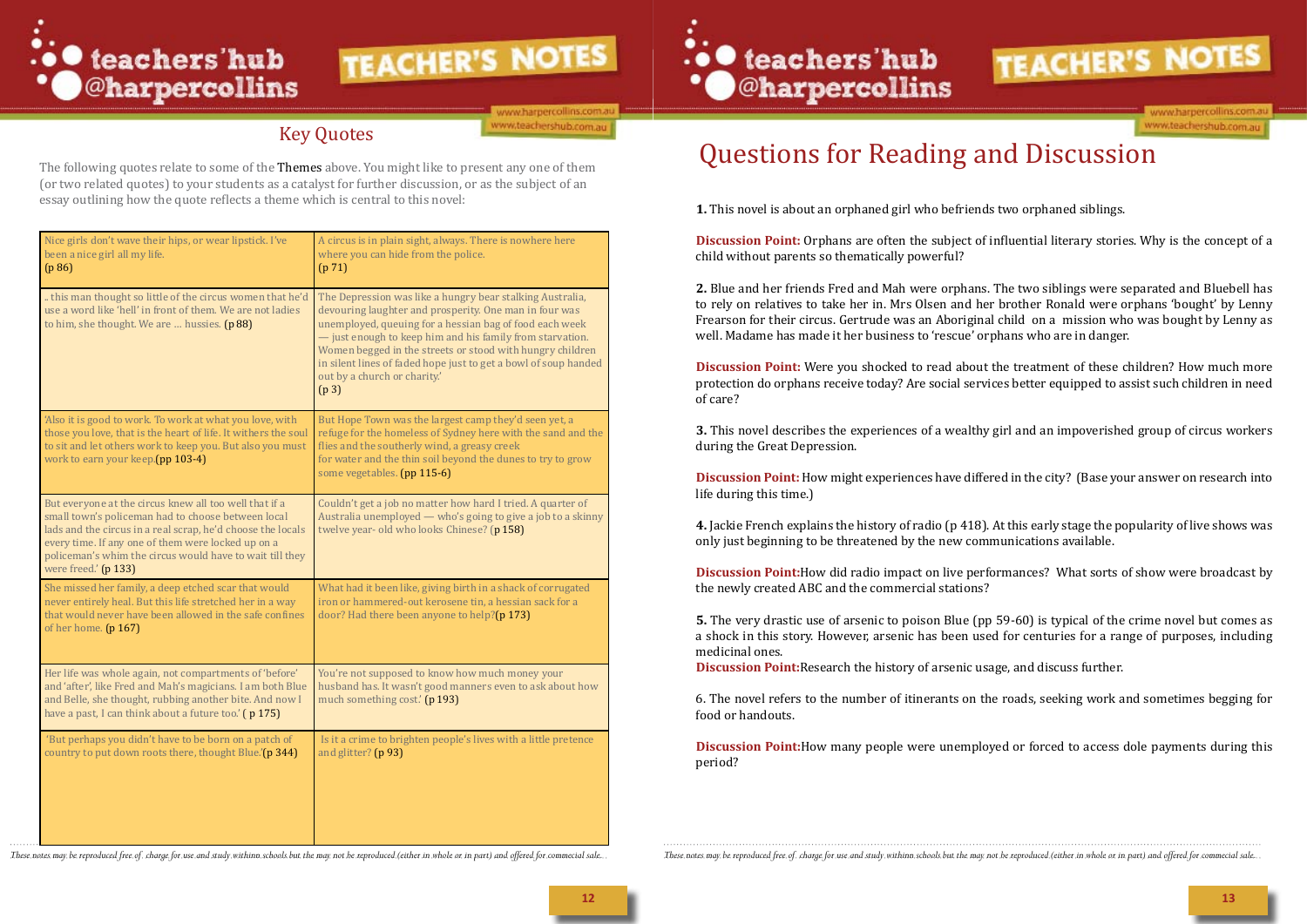## Key Quotes

The following quotes relate to some of the Themes above. You might like to present any one of them (or two related quotes) to your students as a catalyst for further discussion, or as the subject of an essay outlining how the quote reflects a theme which is central to this novel:

| | |
|---|---|
| Nice girls don't wave their hips, or wear lipstick. I've been a nice girl all my life. (p 86) | A circus is in plain sight, always. There is nowhere here where you can hide from the police. (p 71) |
| .. this man thought so little of the circus women that he'd use a word like 'hell' in front of them. We are not ladies to him, she thought. We are … hussies. (p 88) | The Depression was like a hungry bear stalking Australia, devouring laughter and prosperity. One man in four was unemployed, queuing for a hessian bag of food each week — just enough to keep him and his family from starvation. Women begged in the streets or stood with hungry children in silent lines of faded hope just to get a bowl of soup handed out by a church or charity.' (p 3) |
| 'Also it is good to work. To work at what you love, with those you love, that is the heart of life. It withers the soul to sit and let others work to keep you. But also you must work to earn your keep.(pp 103-4) | But Hope Town was the largest camp they'd seen yet, a refuge for the homeless of Sydney here with the sand and the flies and the southerly wind, a greasy creek for water and the thin soil beyond the dunes to try to grow some vegetables. (pp 115-6) |
| But everyone at the circus knew all too well that if a small town's policeman had to choose between local lads and the circus in a real scrap, he'd choose the locals every time. If any one of them were locked up on a policeman's whim the circus would have to wait till they were freed.' (p 133) | Couldn't get a job no matter how hard I tried. A quarter of Australia unemployed — who's going to give a job to a skinny twelve year- old who looks Chinese? (p 158) |
| She missed her family, a deep etched scar that would never entirely heal. But this life stretched her in a way that would never have been allowed in the safe confines of her home. (p 167) | What had it been like, giving birth in a shack of corrugated iron or hammered-out kerosene tin, a hessian sack for a door? Had there been anyone to help?(p 173) |
| Her life was whole again, not compartments of 'before' and 'after', like Fred and Mah's magicians. I am both Blue and Belle, she thought, rubbing another bite. And now I have a past, I can think about a future too.' ( p 175) | You're not supposed to know how much money your husband has. It wasn't good manners even to ask about how much something cost.' (p 193) |
| 'But perhaps you didn't have to be born on a patch of country to put down roots there, thought Blue.'(p 344) | Is it a crime to brighten people's lives with a little pretence and glitter? (p 93) |

# Questions for Reading and Discussion

**1.** This novel is about an orphaned girl who befriends two orphaned siblings.

**Discussion Point:** Orphans are often the subject of influential literary stories. Why is the concept of a child without parents so thematically powerful?

**2.** Blue and her friends Fred and Mah were orphans. The two siblings were separated and Bluebell has to rely on relatives to take her in. Mrs Olsen and her brother Ronald were orphans 'bought' by Lenny Frearson for their circus. Gertrude was an Aboriginal child on a mission who was bought by Lenny as well. Madame has made it her business to 'rescue' orphans who are in danger.

**Discussion Point:** Were you shocked to read about the treatment of these children? How much more protection do orphans receive today? Are social services better equipped to assist such children in need of care?

**3.** This novel describes the experiences of a wealthy girl and an impoverished group of circus workers during the Great Depression.

**Discussion Point:** How might experiences have differed in the city? (Base your answer on research into life during this time.)

**4.** Jackie French explains the history of radio (p 418). At this early stage the popularity of live shows was only just beginning to be threatened by the new communications available.

**Discussion Point:** How did radio impact on live performances? What sorts of show were broadcast by the newly created ABC and the commercial stations?

**5.** The very drastic use of arsenic to poison Blue (pp 59-60) is typical of the crime novel but comes as a shock in this story. However, arsenic has been used for centuries for a range of purposes, including medicinal ones.

**Discussion Point:** Research the history of arsenic usage, and discuss further.

6. The novel refers to the number of itinerants on the roads, seeking work and sometimes begging for food or handouts.

**Discussion Point:** How many people were unemployed or forced to access dole payments during this period?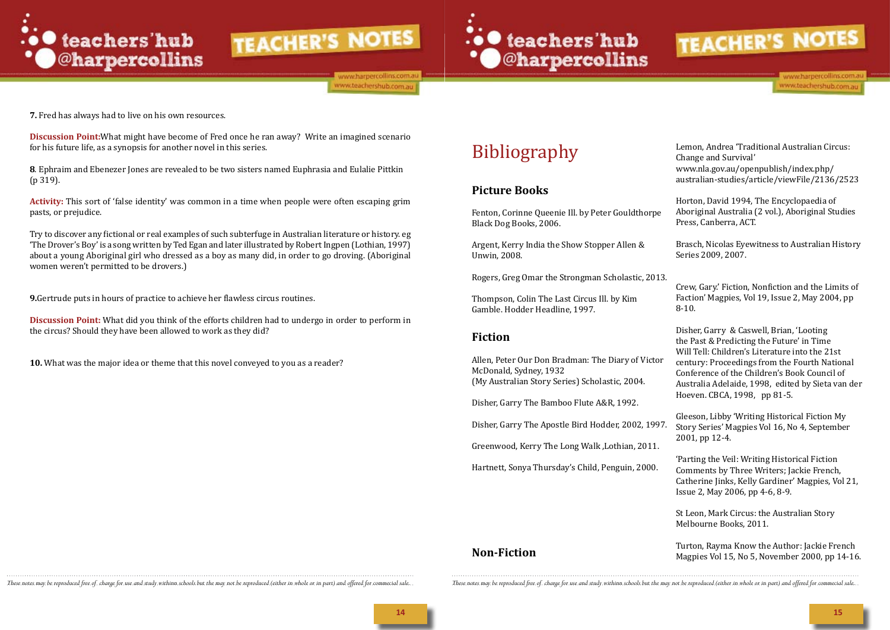**7.** Fred has always had to live on his own resources.

**Discussion Point:**What might have become of Fred once he ran away? Write an imagined scenario for his future life, as a synopsis for another novel in this series.

**8**. Ephraim and Ebenezer Jones are revealed to be two sisters named Euphrasia and Eulalie Pittkin (p 319).

**Activity:** This sort of 'false identity' was common in a time when people were often escaping grim pasts, or prejudice.

Try to discover any fictional or real examples of such subterfuge in Australian literature or history. eg 'The Drover's Boy' is a song written by Ted Egan and later illustrated by Robert Ingpen (Lothian, 1997) about a young Aboriginal girl who dressed as a boy as many did, in order to go droving. (Aboriginal women weren't permitted to be drovers.)

**9.**Gertrude puts in hours of practice to achieve her flawless circus routines.

**Discussion Point:** What did you think of the efforts children had to undergo in order to perform in the circus? Should they have been allowed to work as they did?

**10.** What was the major idea or theme that this novel conveyed to you as a reader?

These notes may be reproduced free of charge for use and study within schools but the may not be reproduced (either in whole or in part) and offered for commercial sale...

# Bibliography

## Picture Books

Fenton, Corinne Queenie Ill. by Peter Gouldthorpe Black Dog Books, 2006.

Argent, Kerry India the Show Stopper Allen & Unwin, 2008.

Rogers, Greg Omar the Strongman Scholastic, 2013.

Thompson, Colin The Last Circus Ill. by Kim Gamble. Hodder Headline, 1997.

## Fiction

Allen, Peter Our Don Bradman: The Diary of Victor McDonald, Sydney, 1932 (My Australian Story Series) Scholastic, 2004.

Disher, Garry The Bamboo Flute A&R, 1992.

Disher, Garry The Apostle Bird Hodder, 2002, 1997.

Greenwood, Kerry The Long Walk ,Lothian, 2011.

Hartnett, Sonya Thursday's Child, Penguin, 2000.

## Non-Fiction

Lemon, Andrea 'Traditional Australian Circus: Change and Survival' www.nla.gov.au/openpublish/index.php/australian-studies/article/viewFile/2136/2523

Horton, David 1994, The Encyclopaedia of Aboriginal Australia (2 vol.), Aboriginal Studies Press, Canberra, ACT.

Brasch, Nicolas Eyewitness to Australian History Series 2009, 2007.

Crew, Gary.' Fiction, Nonfiction and the Limits of Faction' Magpies, Vol 19, Issue 2, May 2004, pp 8-10.

Disher, Garry & Caswell, Brian, 'Looting the Past & Predicting the Future' in Time Will Tell: Children's Literature into the 21st century: Proceedings from the Fourth National Conference of the Children's Book Council of Australia Adelaide, 1998, edited by Sieta van der Hoeven. CBCA, 1998, pp 81-5.

Gleeson, Libby 'Writing Historical Fiction My Story Series' Magpies Vol 16, No 4, September 2001, pp 12-4.

'Parting the Veil: Writing Historical Fiction Comments by Three Writers; Jackie French, Catherine Jinks, Kelly Gardiner' Magpies, Vol 21, Issue 2, May 2006, pp 4-6, 8-9.

St Leon, Mark Circus: the Australian Story Melbourne Books, 2011.

Turton, Rayma Know the Author: Jackie French Magpies Vol 15, No 5, November 2000, pp 14-16.

These notes may be reproduced free of charge for use and study within schools but the may not be reproduced (either in whole or in part) and offered for commercial sale...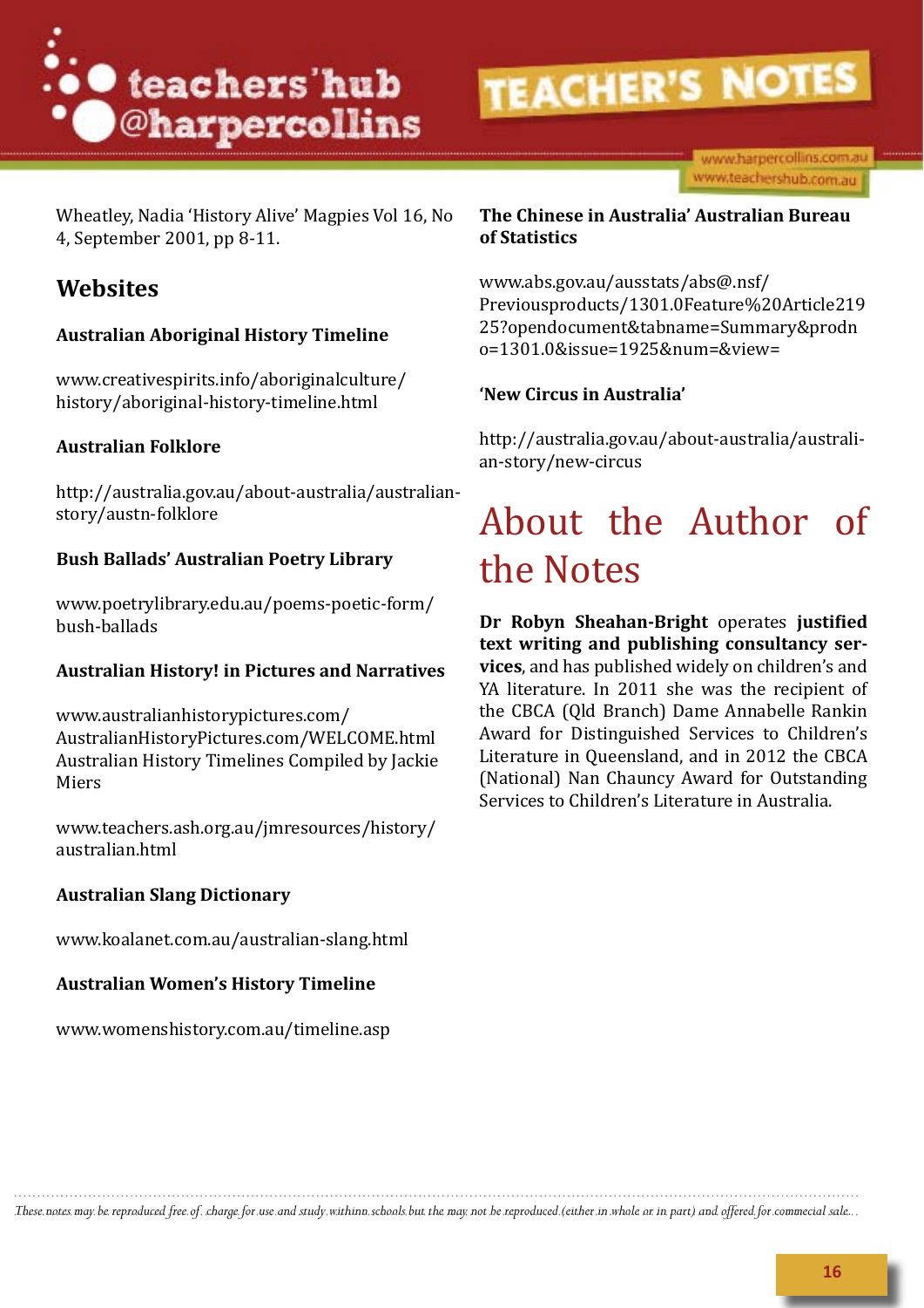Wheatley, Nadia 'History Alive' Magpies Vol 16, No 4, September 2001, pp 8-11.

## Websites

**Australian Aboriginal History Timeline**

www.creativespirits.info/aboriginalculture/history/aboriginal-history-timeline.html

**Australian Folklore**

http://australia.gov.au/about-australia/australian-story/austn-folklore

**Bush Ballads' Australian Poetry Library**

www.poetrylibrary.edu.au/poems-poetic-form/bush-ballads

**Australian History! in Pictures and Narratives**

www.australianhistorypictures.com/AustralianHistoryPictures.com/WELCOME.html Australian History Timelines Compiled by Jackie Miers

www.teachers.ash.org.au/jmresources/history/australian.html

**Australian Slang Dictionary**

www.koalanet.com.au/australian-slang.html

**Australian Women's History Timeline**

www.womenshistory.com.au/timeline.asp

**The Chinese in Australia' Australian Bureau of Statistics**

www.abs.gov.au/ausstats/abs@.nsf/Previousproducts/1301.0Feature%20Article21925?opendocument&tabname=Summary&prodno=1301.0&issue=1925&num=&view=

**'New Circus in Australia'**

http://australia.gov.au/about-australia/australian-story/new-circus

## About the Author of the Notes

**Dr Robyn Sheahan-Bright** operates **justified text writing and publishing consultancy services**, and has published widely on children's and YA literature. In 2011 she was the recipient of the CBCA (Qld Branch) Dame Annabelle Rankin Award for Distinguished Services to Children's Literature in Queensland, and in 2012 the CBCA (National) Nan Chauncy Award for Outstanding Services to Children's Literature in Australia.